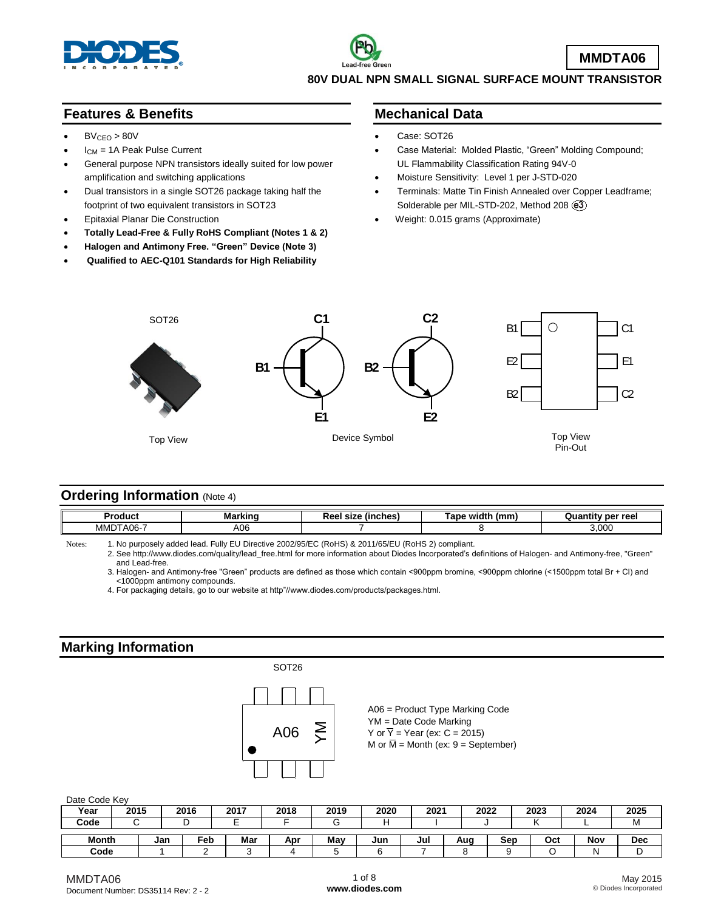# MMDTA06

**80V DUAL NPN SMALL SIGNAL SURFACE MOUNT TRANSISTOR**

## Features & Benefits

- $BV_{CEO}$ > 80V
- $I_{CM}$ = 1A Peak Pulse Current
- General purpose NPN transistors ideally suited for low power amplification and switching applications
- Dual transistors in a single SOT26 package taking half the footprint of two equivalent transistors in SOT23
- Epitaxial Planar Die Construction
- **Totally Lead-Free & Fully RoHS Compliant (Notes 1 & 2)**
- **Halogen and Antimony Free. "Green" Device (Note 3)**
- **Qualified to AEC-Q101 Standards for High Reliability**

## Mechanical Data

- Case: SOT26
- Case Material: Molded Plastic, "Green" Molding Compound; UL Flammability Classification Rating 94V-0
- Moisture Sensitivity: Level 1 per J-STD-020
- Terminals: Matte Tin Finish Annealed over Copper Leadframe; Solderable per MIL-STD-202, Method 208 (e3)
- Weight: 0.015 grams (Approximate)

SOT26

Top View

C1 C2 B1 B2 E1 E2

Device Symbol

B1 E2 B2 C1 E1 C2

Top View
Pin-Out

## Ordering Information (Note 4)

| Product | Marking | Reel size (inches) | Tape width (mm) | Quantity per reel |
|---|---|---|---|---|
| MMDTA06-7 | A06 | 7 | 8 | 3,000 |

Notes:
1. No purposely added lead. Fully EU Directive 2002/95/EC (RoHS) & 2011/65/EU (RoHS 2) compliant.
2. See http://www.diodes.com/quality/lead_free.html for more information about Diodes Incorporated's definitions of Halogen- and Antimony-free, "Green" and Lead-free.
3. Halogen- and Antimony-free "Green" products are defined as those which contain <900ppm bromine, <900ppm chlorine (<1500ppm total Br + Cl) and <1000ppm antimony compounds.
4. For packaging details, go to our website at http"//www.diodes.com/products/packages.html.

## Marking Information

SOT26

A06 YM

A06 = Product Type Marking Code
YM = Date Code Marking
Y or $\overline{Y}$ = Year (ex: C = 2015)
M or $\overline{M}$ = Month (ex: 9 = September)

Date Code Key

| Year | 2015 | 2016 | 2017 | 2018 | 2019 | 2020 | 2021 | 2022 | 2023 | 2024 | 2025 |
|---|---|---|---|---|---|---|---|---|---|---|---|
| Code | C | D | E | F | G | H | I | J | K | L | M |

| Month | Jan | Feb | Mar | Apr | May | Jun | Jul | Aug | Sep | Oct | Nov | Dec |
|---|---|---|---|---|---|---|---|---|---|---|---|---|
| Code | 1 | 2 | 3 | 4 | 5 | 6 | 7 | 8 | 9 | O | N | D |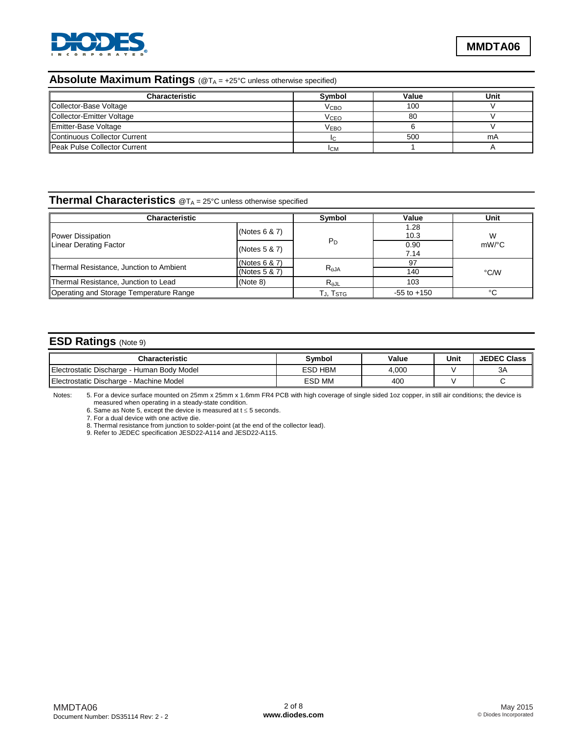## Absolute Maximum Ratings (@$T_A$ = +25°C unless otherwise specified)

| Characteristic | Symbol | Value | Unit |
|---|---|---|---|
| Collector-Base Voltage | $V_{CBO}$ | 100 | V |
| Collector-Emitter Voltage | $V_{CEO}$ | 80 | V |
| Emitter-Base Voltage | $V_{EBO}$ | 6 | V |
| Continuous Collector Current | $I_C$ | 500 | mA |
| Peak Pulse Collector Current | $I_{CM}$ | 1 | A |

## Thermal Characteristics @$T_A$ = 25°C unless otherwise specified

| Characteristic | | Symbol | Value | Unit |
|---|---|---|---|---|
| Power Dissipation<br>Linear Derating Factor | (Notes 6 & 7) | $P_D$ | 1.28<br>10.3 | W<br>mW/°C |
| | (Notes 5 & 7) | | 0.90<br>7.14 | |
| Thermal Resistance, Junction to Ambient | (Notes 6 & 7) | $R_{\theta JA}$ | 97 | °C/W |
| | (Notes 5 & 7) | | 140 | |
| Thermal Resistance, Junction to Lead | (Note 8) | $R_{\theta JL}$ | 103 | |
| Operating and Storage Temperature Range | | $T_J$, $T_{STG}$ | -55 to +150 | °C |

## ESD Ratings (Note 9)

| Characteristic | Symbol | Value | Unit | JEDEC Class |
|---|---|---|---|---|
| Electrostatic Discharge - Human Body Model | ESD HBM | 4,000 | V | 3A |
| Electrostatic Discharge - Machine Model | ESD MM | 400 | V | C |

Notes:
5. For a device surface mounted on 25mm x 25mm x 1.6mm FR4 PCB with high coverage of single sided 1oz copper, in still air conditions; the device is measured when operating in a steady-state condition.
6. Same as Note 5, except the device is measured at $t \leq 5$ seconds.
7. For a dual device with one active die.
8. Thermal resistance from junction to solder-point (at the end of the collector lead).
9. Refer to JEDEC specification JESD22-A114 and JESD22-A115.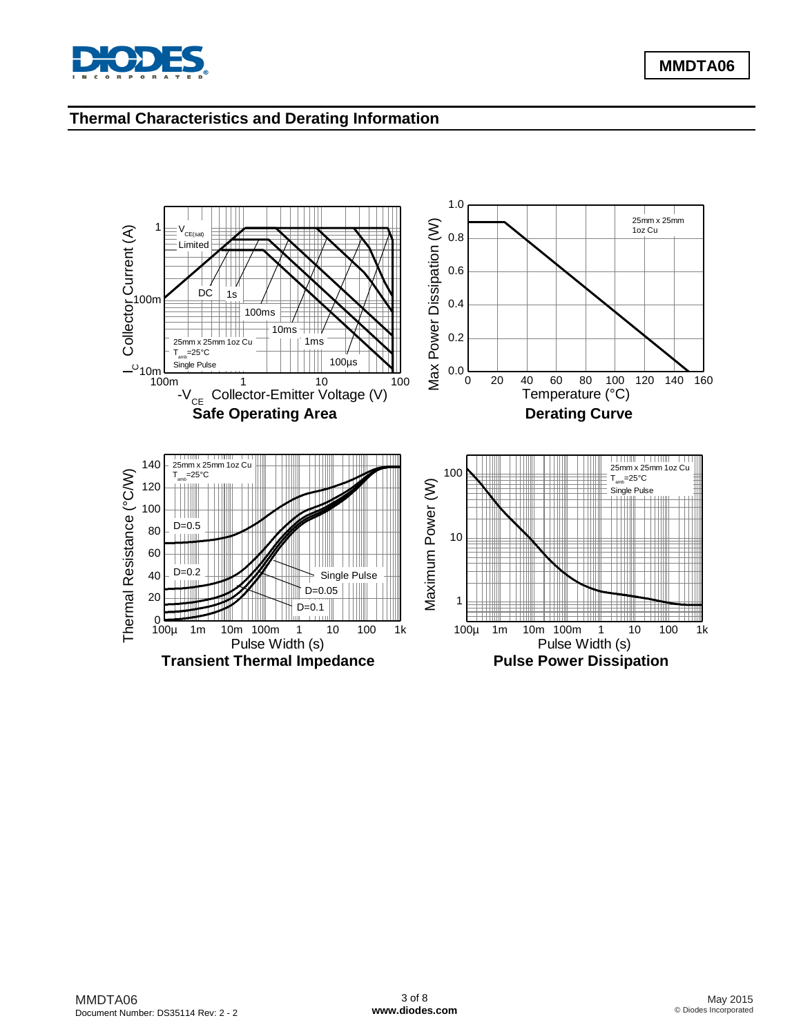## Thermal Characteristics and Derating Information

**Safe Operating Area**

**Derating Curve**

**Transient Thermal Impedance**

**Pulse Power Dissipation**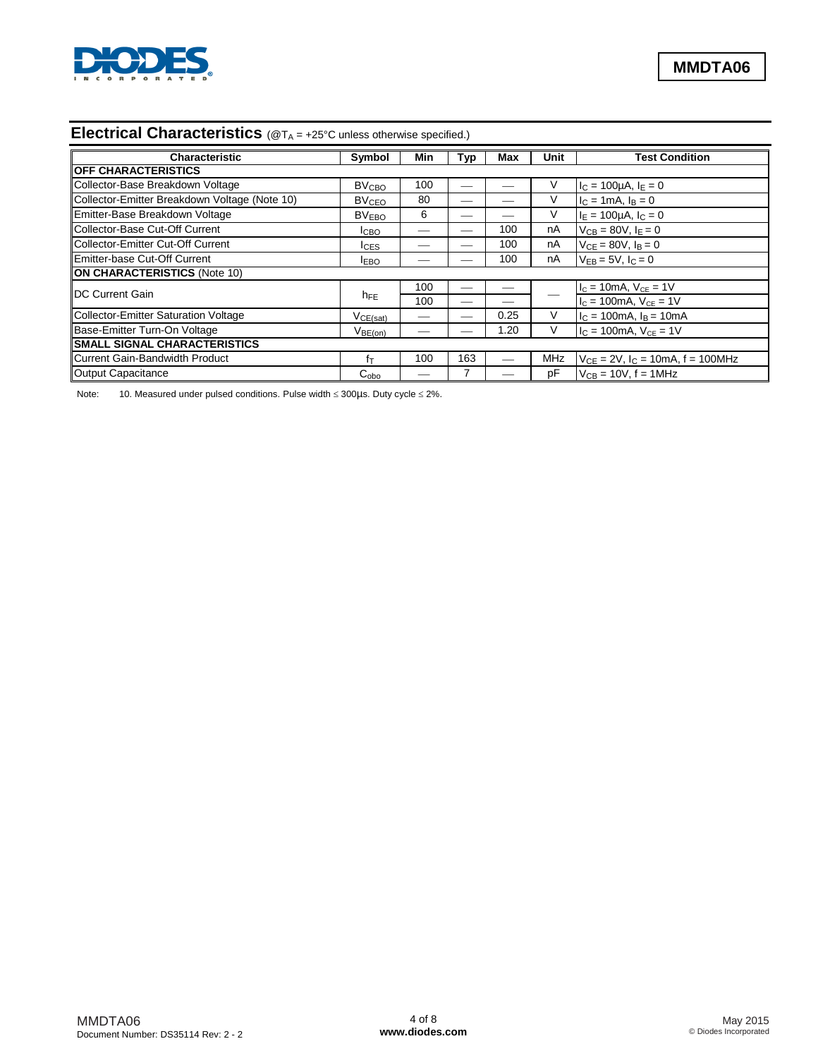## Electrical Characteristics (@$T_A$ = +25°C unless otherwise specified.)

| Characteristic | Symbol | Min | Typ | Max | Unit | Test Condition |
|---|---|---|---|---|---|---|
| **OFF CHARACTERISTICS** | | | | | | |
| Collector-Base Breakdown Voltage | $BV_{CBO}$ | 100 | — | — | V | $I_C$ = 100µA, $I_E$ = 0 |
| Collector-Emitter Breakdown Voltage (Note 10) | $BV_{CEO}$ | 80 | — | — | V | $I_C$ = 1mA, $I_B$ = 0 |
| Emitter-Base Breakdown Voltage | $BV_{EBO}$ | 6 | — | — | V | $I_E$ = 100µA, $I_C$ = 0 |
| Collector-Base Cut-Off Current | $I_{CBO}$ | — | — | 100 | nA | $V_{CB}$ = 80V, $I_E$ = 0 |
| Collector-Emitter Cut-Off Current | $I_{CES}$ | — | — | 100 | nA | $V_{CE}$ = 80V, $I_B$ = 0 |
| Emitter-base Cut-Off Current | $I_{EBO}$ | — | — | 100 | nA | $V_{EB}$ = 5V, $I_C$ = 0 |
| **ON CHARACTERISTICS** (Note 10) | | | | | | |
| DC Current Gain | $h_{FE}$ | 100 | — | — | — | $I_C$ = 10mA, $V_{CE}$ = 1V |
| | | 100 | — | — | | $I_C$ = 100mA, $V_{CE}$ = 1V |
| Collector-Emitter Saturation Voltage | $V_{CE(sat)}$ | — | — | 0.25 | V | $I_C$ = 100mA, $I_B$ = 10mA |
| Base-Emitter Turn-On Voltage | $V_{BE(on)}$ | — | — | 1.20 | V | $I_C$ = 100mA, $V_{CE}$ = 1V |
| **SMALL SIGNAL CHARACTERISTICS** | | | | | | |
| Current Gain-Bandwidth Product | $f_T$ | 100 | 163 | — | MHz | $V_{CE}$ = 2V, $I_C$ = 10mA, f = 100MHz |
| Output Capacitance | $C_{obo}$ | — | 7 | — | pF | $V_{CB}$ = 10V, f = 1MHz |

Note: 10. Measured under pulsed conditions. Pulse width ≤ 300µs. Duty cycle ≤ 2%.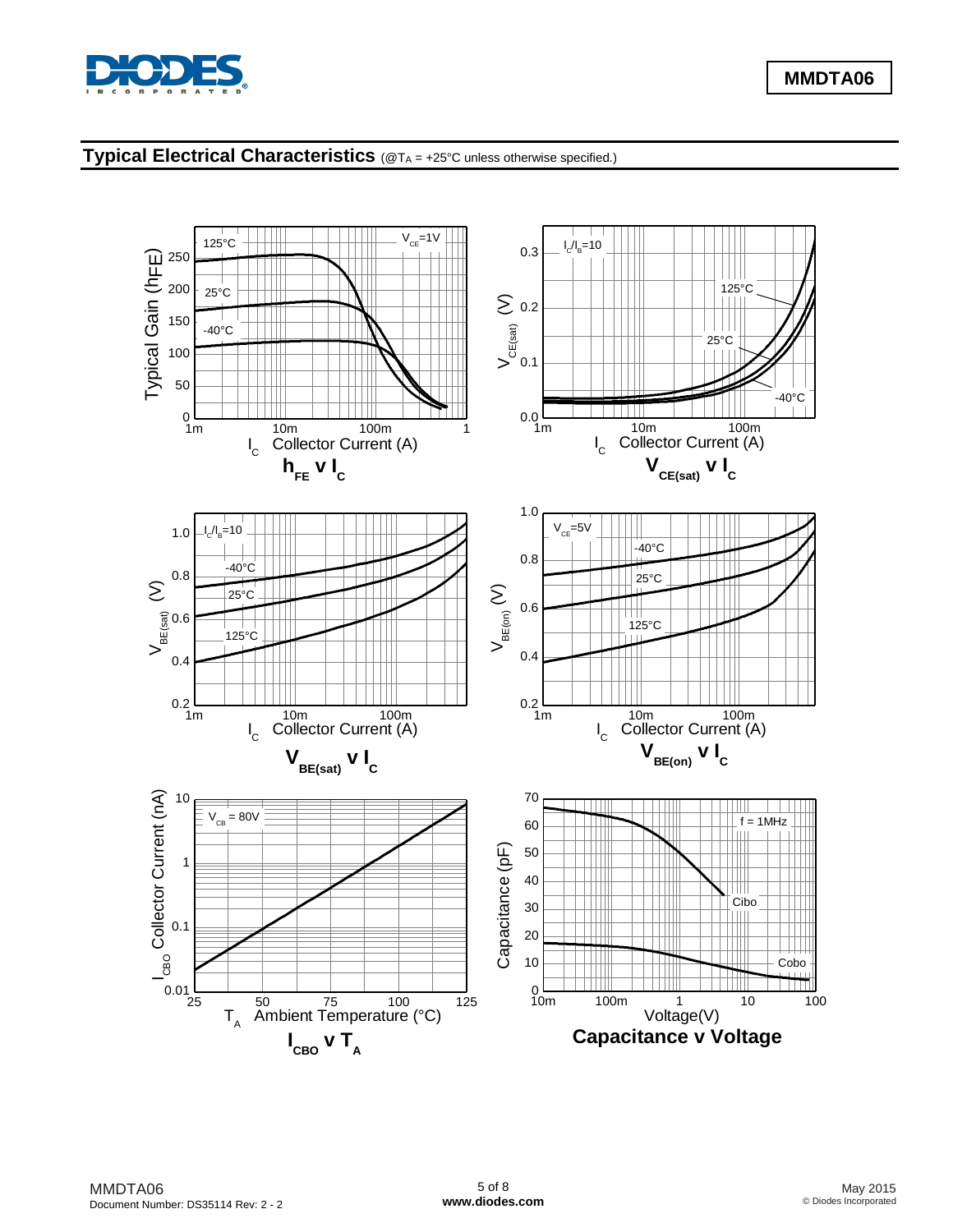## Typical Electrical Characteristics (@$T_A$ = +25°C unless otherwise specified.)

$h_{FE}$ v $I_C$

$V_{CE(sat)}$ v $I_C$

$V_{BE(sat)}$ v $I_C$

$V_{BE(on)}$ v $I_C$

$I_{CBO}$ v $T_A$

**Capacitance v Voltage**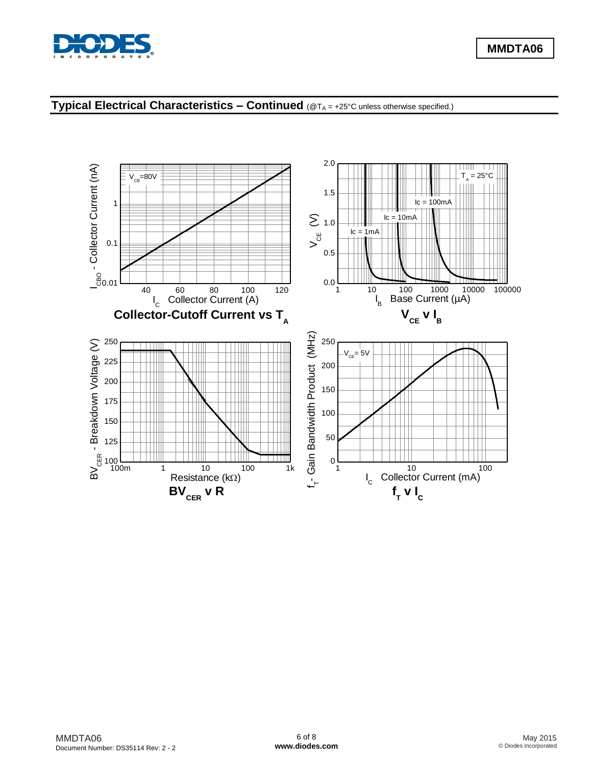## Typical Electrical Characteristics – Continued (@$T_A$ = +25°C unless otherwise specified.)

**Collector-Cutoff Current vs $T_A$**

**$V_{CE}$ v $I_B$**

**$BV_{CER}$ v R**

**$f_T$ v $I_C$**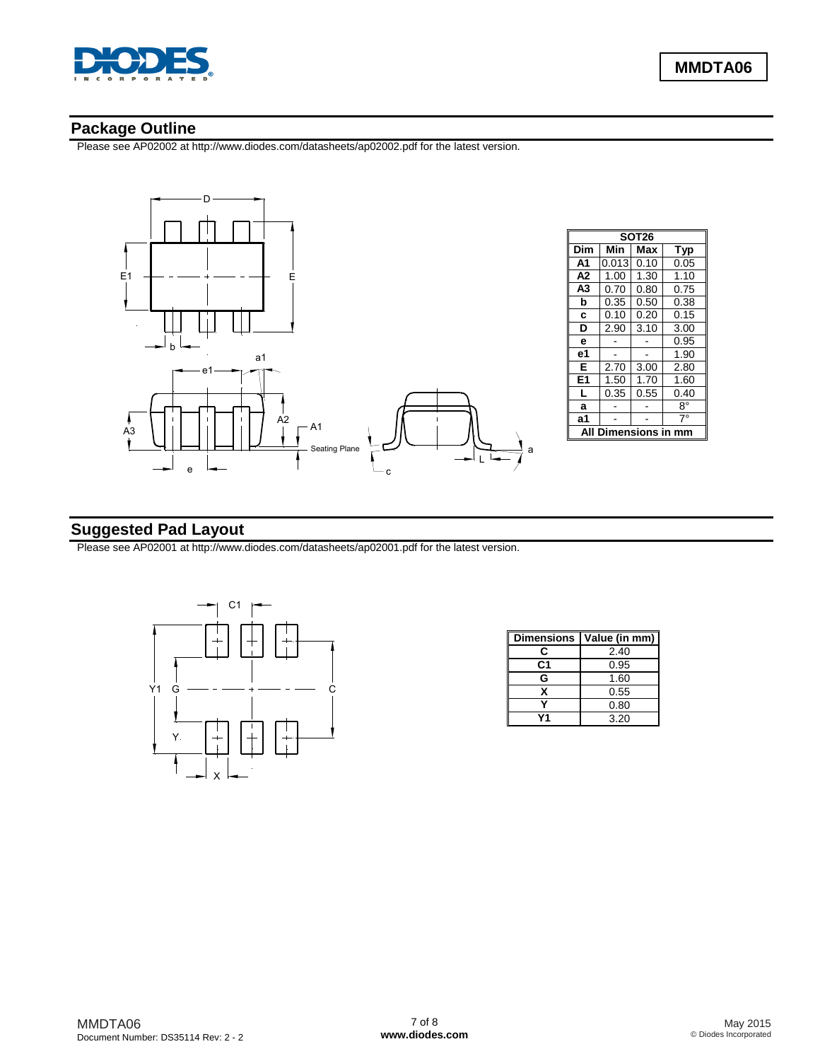## Package Outline

Please see AP02002 at http://www.diodes.com/datasheets/ap02002.pdf for the latest version.

| SOT26 | | | |
|---|---|---|---|
| Dim | Min | Max | Typ |
| A1 | 0.013 | 0.10 | 0.05 |
| A2 | 1.00 | 1.30 | 1.10 |
| A3 | 0.70 | 0.80 | 0.75 |
| b | 0.35 | 0.50 | 0.38 |
| c | 0.10 | 0.20 | 0.15 |
| D | 2.90 | 3.10 | 3.00 |
| e | - | - | 0.95 |
| e1 | - | - | 1.90 |
| E | 2.70 | 3.00 | 2.80 |
| E1 | 1.50 | 1.70 | 1.60 |
| L | 0.35 | 0.55 | 0.40 |
| a | - | - | 8° |
| a1 | - | - | 7° |
| All Dimensions in mm | | | |

## Suggested Pad Layout

Please see AP02001 at http://www.diodes.com/datasheets/ap02001.pdf for the latest version.

| Dimensions | Value (in mm) |
|---|---|
| C | 2.40 |
| C1 | 0.95 |
| G | 1.60 |
| X | 0.55 |
| Y | 0.80 |
| Y1 | 3.20 |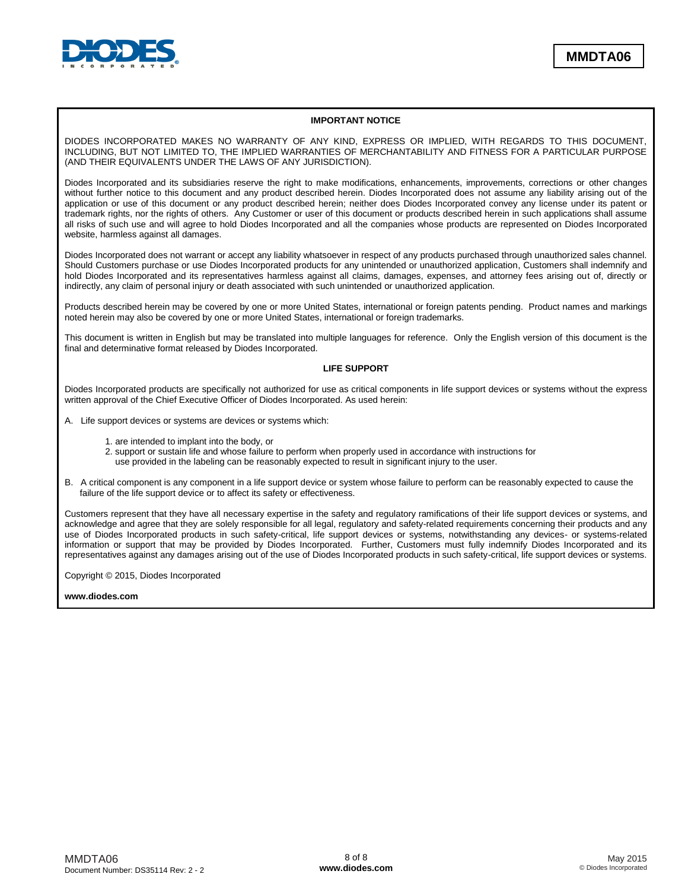## IMPORTANT NOTICE

DIODES INCORPORATED MAKES NO WARRANTY OF ANY KIND, EXPRESS OR IMPLIED, WITH REGARDS TO THIS DOCUMENT, INCLUDING, BUT NOT LIMITED TO, THE IMPLIED WARRANTIES OF MERCHANTABILITY AND FITNESS FOR A PARTICULAR PURPOSE (AND THEIR EQUIVALENTS UNDER THE LAWS OF ANY JURISDICTION).

Diodes Incorporated and its subsidiaries reserve the right to make modifications, enhancements, improvements, corrections or other changes without further notice to this document and any product described herein. Diodes Incorporated does not assume any liability arising out of the application or use of this document or any product described herein; neither does Diodes Incorporated convey any license under its patent or trademark rights, nor the rights of others. Any Customer or user of this document or products described herein in such applications shall assume all risks of such use and will agree to hold Diodes Incorporated and all the companies whose products are represented on Diodes Incorporated website, harmless against all damages.

Diodes Incorporated does not warrant or accept any liability whatsoever in respect of any products purchased through unauthorized sales channel. Should Customers purchase or use Diodes Incorporated products for any unintended or unauthorized application, Customers shall indemnify and hold Diodes Incorporated and its representatives harmless against all claims, damages, expenses, and attorney fees arising out of, directly or indirectly, any claim of personal injury or death associated with such unintended or unauthorized application.

Products described herein may be covered by one or more United States, international or foreign patents pending. Product names and markings noted herein may also be covered by one or more United States, international or foreign trademarks.

This document is written in English but may be translated into multiple languages for reference. Only the English version of this document is the final and determinative format released by Diodes Incorporated.

## LIFE SUPPORT

Diodes Incorporated products are specifically not authorized for use as critical components in life support devices or systems without the express written approval of the Chief Executive Officer of Diodes Incorporated. As used herein:

A. Life support devices or systems are devices or systems which:

1. are intended to implant into the body, or
2. support or sustain life and whose failure to perform when properly used in accordance with instructions for use provided in the labeling can be reasonably expected to result in significant injury to the user.

B. A critical component is any component in a life support device or system whose failure to perform can be reasonably expected to cause the failure of the life support device or to affect its safety or effectiveness.

Customers represent that they have all necessary expertise in the safety and regulatory ramifications of their life support devices or systems, and acknowledge and agree that they are solely responsible for all legal, regulatory and safety-related requirements concerning their products and any use of Diodes Incorporated products in such safety-critical, life support devices or systems, notwithstanding any devices- or systems-related information or support that may be provided by Diodes Incorporated. Further, Customers must fully indemnify Diodes Incorporated and its representatives against any damages arising out of the use of Diodes Incorporated products in such safety-critical, life support devices or systems.

Copyright © 2015, Diodes Incorporated

**www.diodes.com**